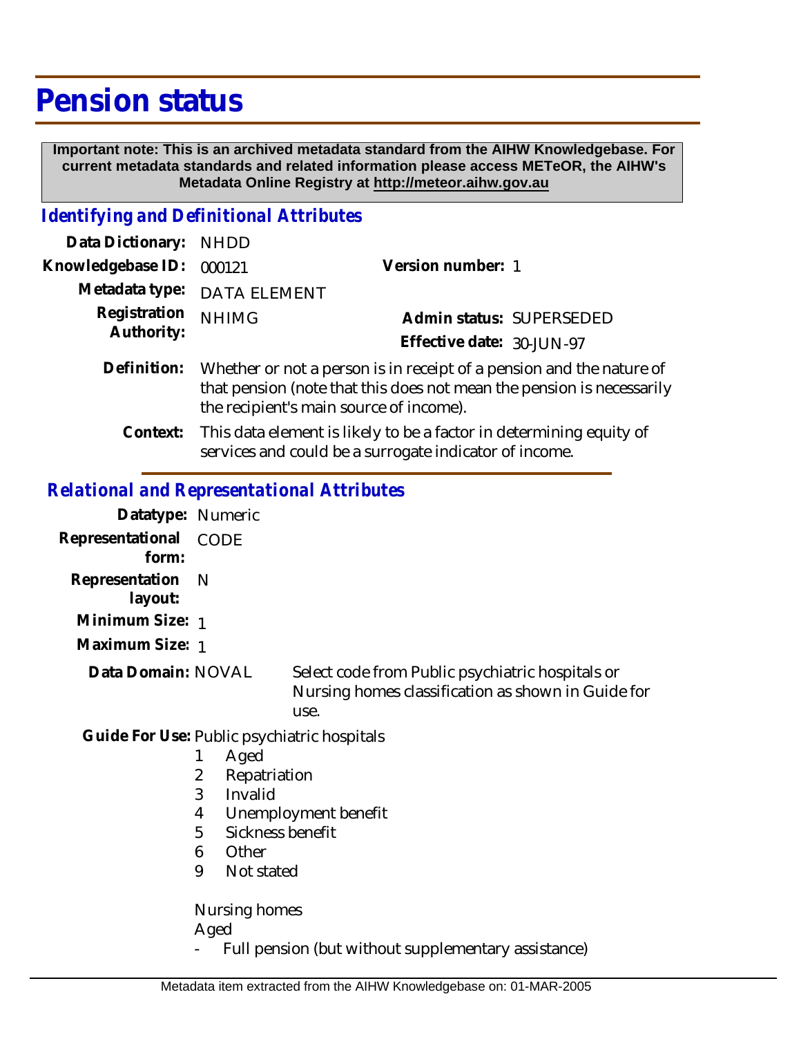# Pension status

**Important note: This is an archived metadata standard from the AIHW Knowledgebase. For current metadata standards and related information please access METeOR, the AIHW's Metadata Online Registry at http://meteor.aihw.gov.au**

## *Identifying and Definitional Attributes*

**Data Dictionary:** NHDD

**Knowledgebase ID:** 000121

**Version number:** 1

**Metadata type:** DATA ELEMENT

**Registration Authority:** NHIMG

**Admin status:** SUPERSEDED

**Effective date:** 30-JUN-97

**Definition:** Whether or not a person is in receipt of a pension and the nature of that pension (note that this does not mean the pension is necessarily the recipient's main source of income).

**Context:** This data element is likely to be a factor in determining equity of services and could be a surrogate indicator of income.

## *Relational and Representational Attributes*

**Datatype:** Numeric

**Representational form:** CODE

**Representation layout:** N

**Minimum Size:** 1

**Maximum Size:** 1

**Data Domain:** NOVAL — Select code from Public psychiatric hospitals or Nursing homes classification as shown in Guide for use.

**Guide For Use:** Public psychiatric hospitals

1 Aged
2 Repatriation
3 Invalid
4 Unemployment benefit
5 Sickness benefit
6 Other
9 Not stated

Nursing homes

Aged

- Full pension (but without supplementary assistance)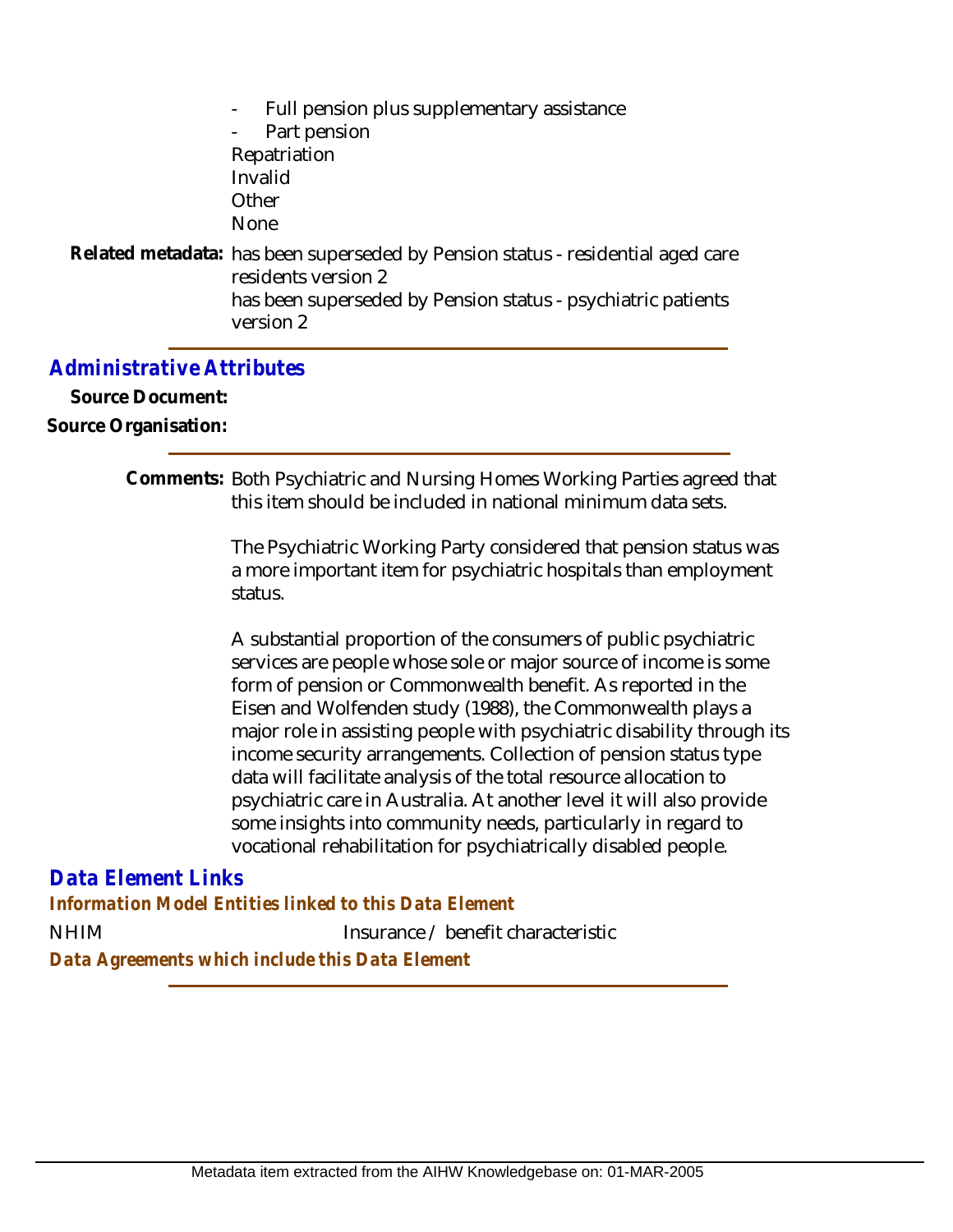- Full pension plus supplementary assistance
- Part pension

Repatriation
Invalid
Other
None

**Related metadata:** has been superseded by Pension status - residential aged care residents version 2
has been superseded by Pension status - psychiatric patients version 2

## Administrative Attributes

**Source Document:**

**Source Organisation:**

**Comments:** Both Psychiatric and Nursing Homes Working Parties agreed that this item should be included in national minimum data sets.

The Psychiatric Working Party considered that pension status was a more important item for psychiatric hospitals than employment status.

A substantial proportion of the consumers of public psychiatric services are people whose sole or major source of income is some form of pension or Commonwealth benefit. As reported in the Eisen and Wolfenden study (1988), the Commonwealth plays a major role in assisting people with psychiatric disability through its income security arrangements. Collection of pension status type data will facilitate analysis of the total resource allocation to psychiatric care in Australia. At another level it will also provide some insights into community needs, particularly in regard to vocational rehabilitation for psychiatrically disabled people.

## Data Element Links

### Information Model Entities linked to this Data Element

NHIM — Insurance / benefit characteristic

### Data Agreements which include this Data Element

Metadata item extracted from the AIHW Knowledgebase on: 01-MAR-2005